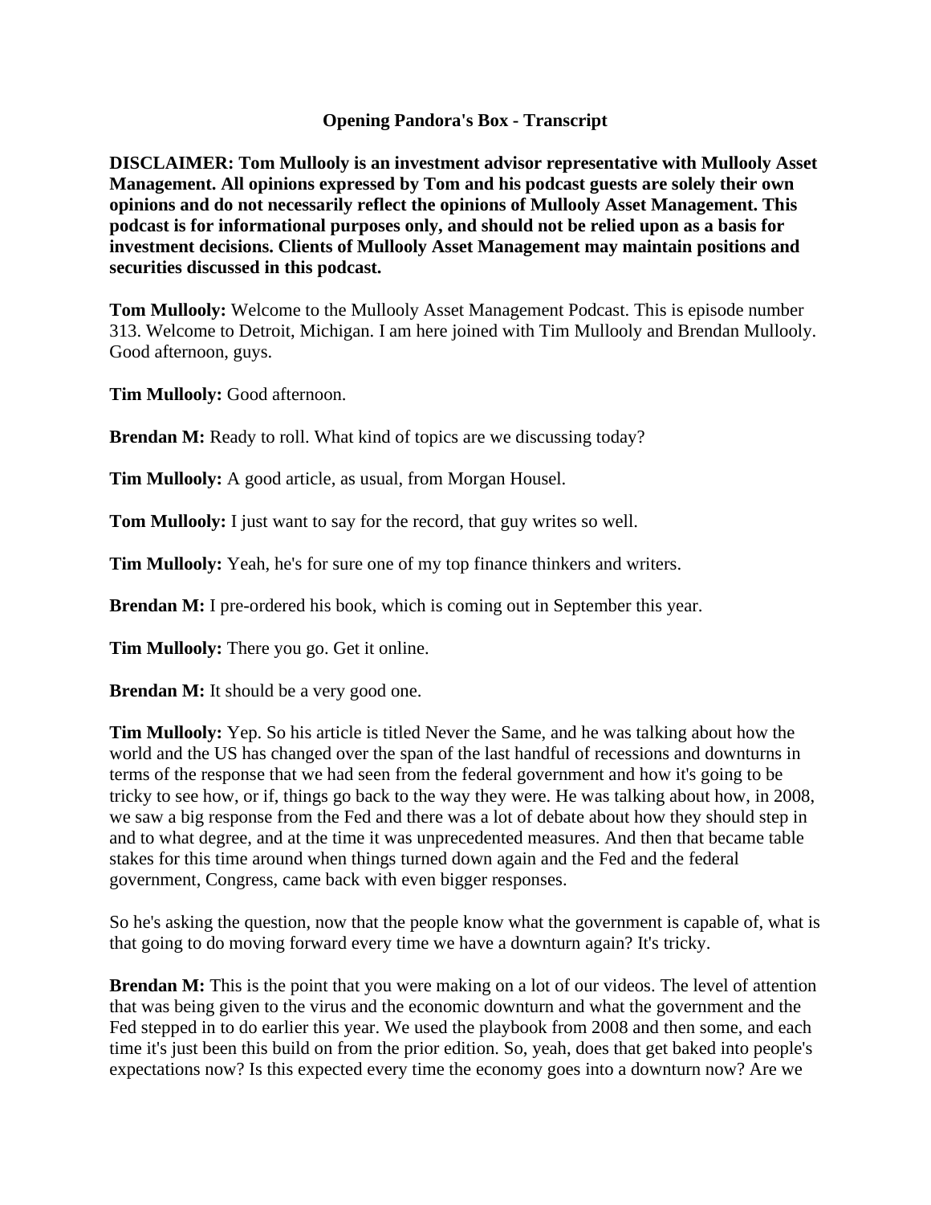**Opening Pandora's Box - Transcript**

**DISCLAIMER: Tom Mullooly is an investment advisor representative with Mullooly Asset Management. All opinions expressed by Tom and his podcast guests are solely their own opinions and do not necessarily reflect the opinions of Mullooly Asset Management. This podcast is for informational purposes only, and should not be relied upon as a basis for investment decisions. Clients of Mullooly Asset Management may maintain positions and securities discussed in this podcast.**

**Tom Mullooly:** Welcome to the Mullooly Asset Management Podcast. This is episode number 313. Welcome to Detroit, Michigan. I am here joined with Tim Mullooly and Brendan Mullooly. Good afternoon, guys.

**Tim Mullooly:** Good afternoon.

**Brendan M:** Ready to roll. What kind of topics are we discussing today?

**Tim Mullooly:** A good article, as usual, from Morgan Housel.

**Tom Mullooly:** I just want to say for the record, that guy writes so well.

**Tim Mullooly:** Yeah, he's for sure one of my top finance thinkers and writers.

**Brendan M:** I pre-ordered his book, which is coming out in September this year.

**Tim Mullooly:** There you go. Get it online.

**Brendan M:** It should be a very good one.

**Tim Mullooly:** Yep. So his article is titled Never the Same, and he was talking about how the world and the US has changed over the span of the last handful of recessions and downturns in terms of the response that we had seen from the federal government and how it's going to be tricky to see how, or if, things go back to the way they were. He was talking about how, in 2008, we saw a big response from the Fed and there was a lot of debate about how they should step in and to what degree, and at the time it was unprecedented measures. And then that became table stakes for this time around when things turned down again and the Fed and the federal government, Congress, came back with even bigger responses.

So he's asking the question, now that the people know what the government is capable of, what is that going to do moving forward every time we have a downturn again? It's tricky.

**Brendan M:** This is the point that you were making on a lot of our videos. The level of attention that was being given to the virus and the economic downturn and what the government and the Fed stepped in to do earlier this year. We used the playbook from 2008 and then some, and each time it's just been this build on from the prior edition. So, yeah, does that get baked into people's expectations now? Is this expected every time the economy goes into a downturn now? Are we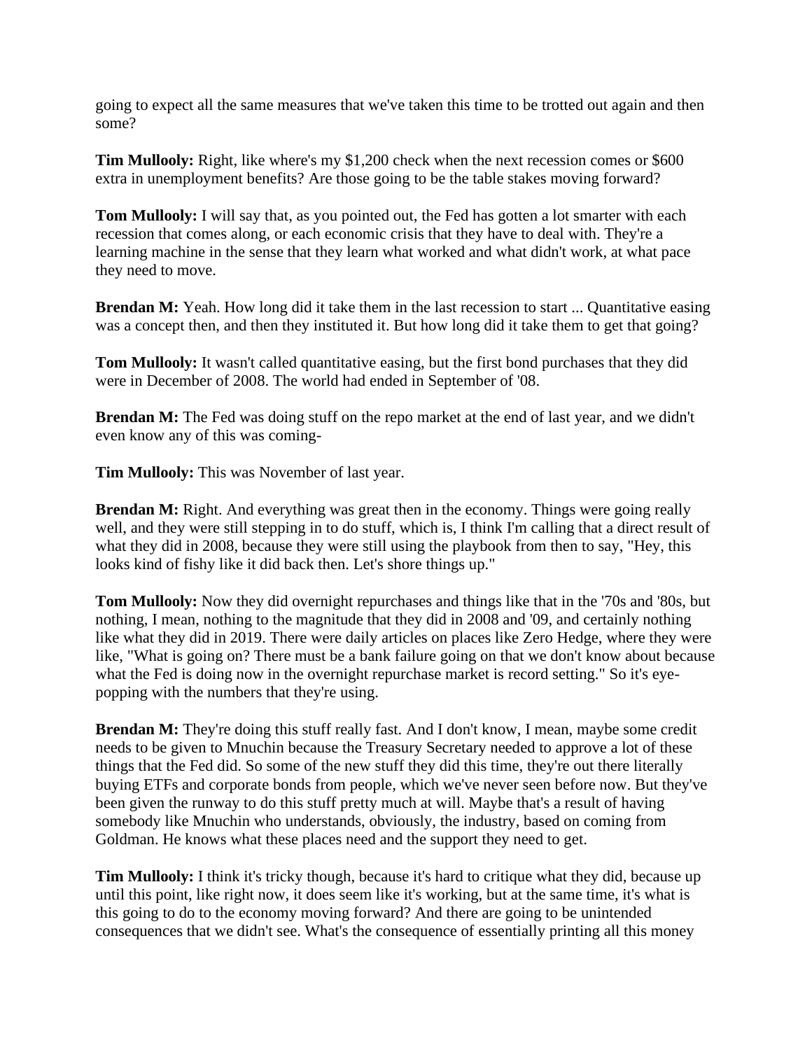going to expect all the same measures that we've taken this time to be trotted out again and then some?

**Tim Mullooly:** Right, like where's my $1,200 check when the next recession comes or $600 extra in unemployment benefits? Are those going to be the table stakes moving forward?

**Tom Mullooly:** I will say that, as you pointed out, the Fed has gotten a lot smarter with each recession that comes along, or each economic crisis that they have to deal with. They're a learning machine in the sense that they learn what worked and what didn't work, at what pace they need to move.

**Brendan M:** Yeah. How long did it take them in the last recession to start ... Quantitative easing was a concept then, and then they instituted it. But how long did it take them to get that going?

**Tom Mullooly:** It wasn't called quantitative easing, but the first bond purchases that they did were in December of 2008. The world had ended in September of '08.

**Brendan M:** The Fed was doing stuff on the repo market at the end of last year, and we didn't even know any of this was coming-

**Tim Mullooly:** This was November of last year.

**Brendan M:** Right. And everything was great then in the economy. Things were going really well, and they were still stepping in to do stuff, which is, I think I'm calling that a direct result of what they did in 2008, because they were still using the playbook from then to say, "Hey, this looks kind of fishy like it did back then. Let's shore things up."

**Tom Mullooly:** Now they did overnight repurchases and things like that in the '70s and '80s, but nothing, I mean, nothing to the magnitude that they did in 2008 and '09, and certainly nothing like what they did in 2019. There were daily articles on places like Zero Hedge, where they were like, "What is going on? There must be a bank failure going on that we don't know about because what the Fed is doing now in the overnight repurchase market is record setting." So it's eye-popping with the numbers that they're using.

**Brendan M:** They're doing this stuff really fast. And I don't know, I mean, maybe some credit needs to be given to Mnuchin because the Treasury Secretary needed to approve a lot of these things that the Fed did. So some of the new stuff they did this time, they're out there literally buying ETFs and corporate bonds from people, which we've never seen before now. But they've been given the runway to do this stuff pretty much at will. Maybe that's a result of having somebody like Mnuchin who understands, obviously, the industry, based on coming from Goldman. He knows what these places need and the support they need to get.

**Tim Mullooly:** I think it's tricky though, because it's hard to critique what they did, because up until this point, like right now, it does seem like it's working, but at the same time, it's what is this going to do to the economy moving forward? And there are going to be unintended consequences that we didn't see. What's the consequence of essentially printing all this money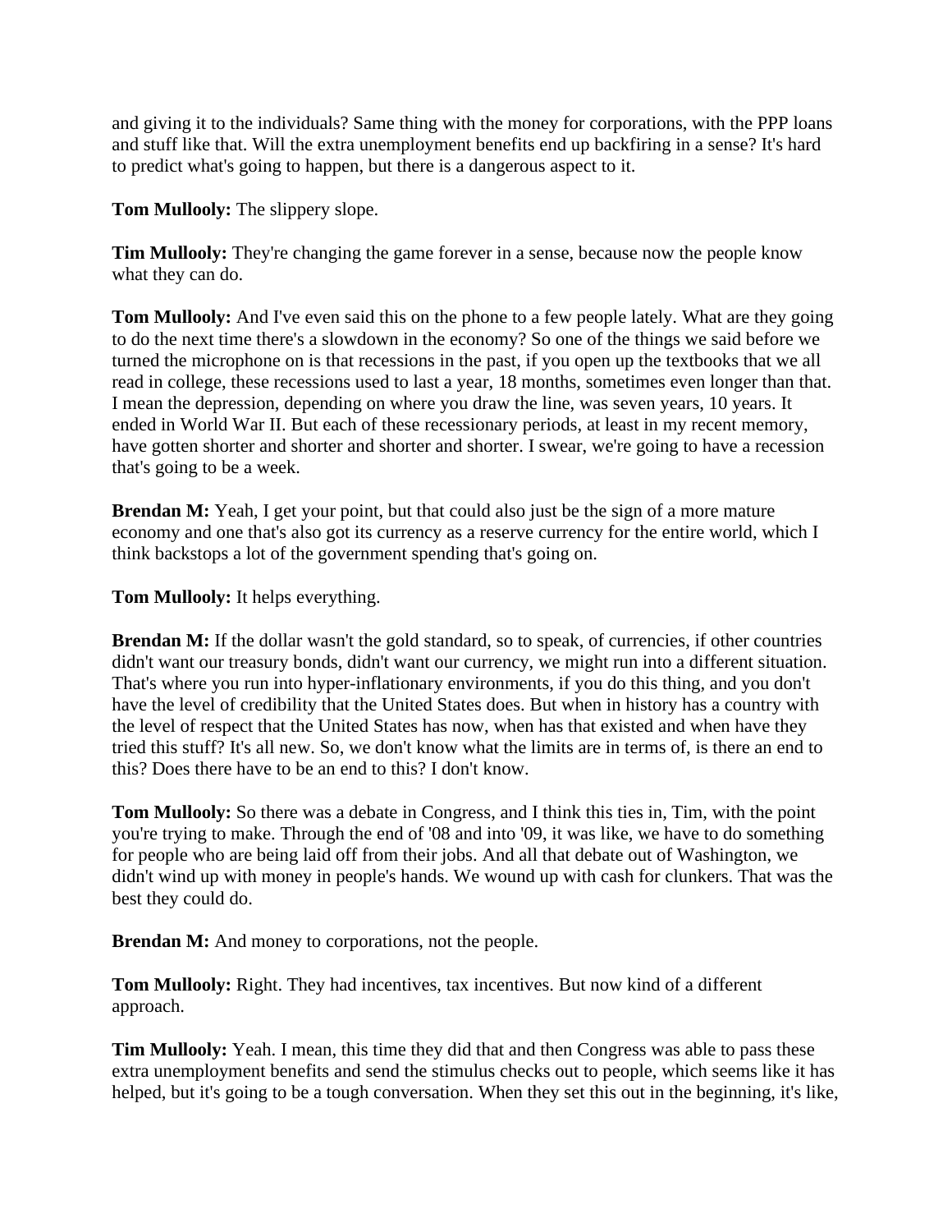and giving it to the individuals? Same thing with the money for corporations, with the PPP loans and stuff like that. Will the extra unemployment benefits end up backfiring in a sense? It's hard to predict what's going to happen, but there is a dangerous aspect to it.

**Tom Mullooly:** The slippery slope.

**Tim Mullooly:** They're changing the game forever in a sense, because now the people know what they can do.

**Tom Mullooly:** And I've even said this on the phone to a few people lately. What are they going to do the next time there's a slowdown in the economy? So one of the things we said before we turned the microphone on is that recessions in the past, if you open up the textbooks that we all read in college, these recessions used to last a year, 18 months, sometimes even longer than that. I mean the depression, depending on where you draw the line, was seven years, 10 years. It ended in World War II. But each of these recessionary periods, at least in my recent memory, have gotten shorter and shorter and shorter and shorter. I swear, we're going to have a recession that's going to be a week.

**Brendan M:** Yeah, I get your point, but that could also just be the sign of a more mature economy and one that's also got its currency as a reserve currency for the entire world, which I think backstops a lot of the government spending that's going on.

**Tom Mullooly:** It helps everything.

**Brendan M:** If the dollar wasn't the gold standard, so to speak, of currencies, if other countries didn't want our treasury bonds, didn't want our currency, we might run into a different situation. That's where you run into hyper-inflationary environments, if you do this thing, and you don't have the level of credibility that the United States does. But when in history has a country with the level of respect that the United States has now, when has that existed and when have they tried this stuff? It's all new. So, we don't know what the limits are in terms of, is there an end to this? Does there have to be an end to this? I don't know.

**Tom Mullooly:** So there was a debate in Congress, and I think this ties in, Tim, with the point you're trying to make. Through the end of '08 and into '09, it was like, we have to do something for people who are being laid off from their jobs. And all that debate out of Washington, we didn't wind up with money in people's hands. We wound up with cash for clunkers. That was the best they could do.

**Brendan M:** And money to corporations, not the people.

**Tom Mullooly:** Right. They had incentives, tax incentives. But now kind of a different approach.

**Tim Mullooly:** Yeah. I mean, this time they did that and then Congress was able to pass these extra unemployment benefits and send the stimulus checks out to people, which seems like it has helped, but it's going to be a tough conversation. When they set this out in the beginning, it's like,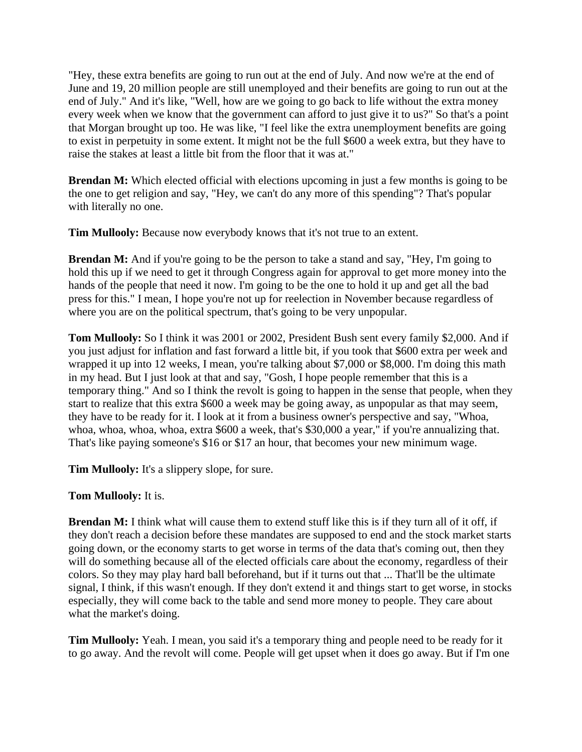"Hey, these extra benefits are going to run out at the end of July. And now we're at the end of June and 19, 20 million people are still unemployed and their benefits are going to run out at the end of July." And it's like, "Well, how are we going to go back to life without the extra money every week when we know that the government can afford to just give it to us?" So that's a point that Morgan brought up too. He was like, "I feel like the extra unemployment benefits are going to exist in perpetuity in some extent. It might not be the full $600 a week extra, but they have to raise the stakes at least a little bit from the floor that it was at."

**Brendan M:** Which elected official with elections upcoming in just a few months is going to be the one to get religion and say, "Hey, we can't do any more of this spending"? That's popular with literally no one.

**Tim Mullooly:** Because now everybody knows that it's not true to an extent.

**Brendan M:** And if you're going to be the person to take a stand and say, "Hey, I'm going to hold this up if we need to get it through Congress again for approval to get more money into the hands of the people that need it now. I'm going to be the one to hold it up and get all the bad press for this." I mean, I hope you're not up for reelection in November because regardless of where you are on the political spectrum, that's going to be very unpopular.

**Tom Mullooly:** So I think it was 2001 or 2002, President Bush sent every family $2,000. And if you just adjust for inflation and fast forward a little bit, if you took that $600 extra per week and wrapped it up into 12 weeks, I mean, you're talking about $7,000 or $8,000. I'm doing this math in my head. But I just look at that and say, "Gosh, I hope people remember that this is a temporary thing." And so I think the revolt is going to happen in the sense that people, when they start to realize that this extra $600 a week may be going away, as unpopular as that may seem, they have to be ready for it. I look at it from a business owner's perspective and say, "Whoa, whoa, whoa, whoa, whoa, extra $600 a week, that's $30,000 a year," if you're annualizing that. That's like paying someone's $16 or $17 an hour, that becomes your new minimum wage.

**Tim Mullooly:** It's a slippery slope, for sure.

**Tom Mullooly:** It is.

**Brendan M:** I think what will cause them to extend stuff like this is if they turn all of it off, if they don't reach a decision before these mandates are supposed to end and the stock market starts going down, or the economy starts to get worse in terms of the data that's coming out, then they will do something because all of the elected officials care about the economy, regardless of their colors. So they may play hard ball beforehand, but if it turns out that ... That'll be the ultimate signal, I think, if this wasn't enough. If they don't extend it and things start to get worse, in stocks especially, they will come back to the table and send more money to people. They care about what the market's doing.

**Tim Mullooly:** Yeah. I mean, you said it's a temporary thing and people need to be ready for it to go away. And the revolt will come. People will get upset when it does go away. But if I'm one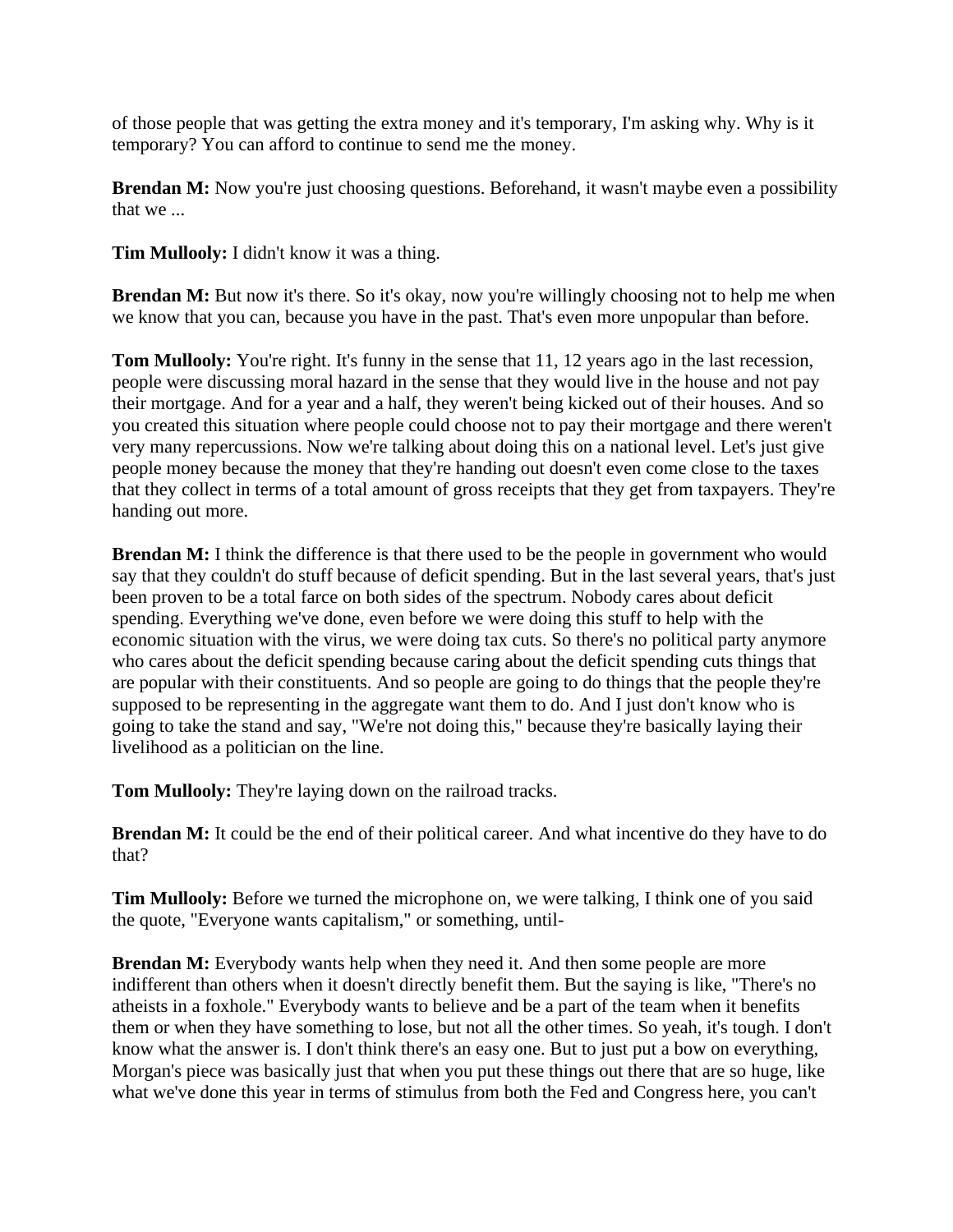of those people that was getting the extra money and it's temporary, I'm asking why. Why is it temporary? You can afford to continue to send me the money.

**Brendan M:** Now you're just choosing questions. Beforehand, it wasn't maybe even a possibility that we ...

**Tim Mullooly:** I didn't know it was a thing.

**Brendan M:** But now it's there. So it's okay, now you're willingly choosing not to help me when we know that you can, because you have in the past. That's even more unpopular than before.

**Tom Mullooly:** You're right. It's funny in the sense that 11, 12 years ago in the last recession, people were discussing moral hazard in the sense that they would live in the house and not pay their mortgage. And for a year and a half, they weren't being kicked out of their houses. And so you created this situation where people could choose not to pay their mortgage and there weren't very many repercussions. Now we're talking about doing this on a national level. Let's just give people money because the money that they're handing out doesn't even come close to the taxes that they collect in terms of a total amount of gross receipts that they get from taxpayers. They're handing out more.

**Brendan M:** I think the difference is that there used to be the people in government who would say that they couldn't do stuff because of deficit spending. But in the last several years, that's just been proven to be a total farce on both sides of the spectrum. Nobody cares about deficit spending. Everything we've done, even before we were doing this stuff to help with the economic situation with the virus, we were doing tax cuts. So there's no political party anymore who cares about the deficit spending because caring about the deficit spending cuts things that are popular with their constituents. And so people are going to do things that the people they're supposed to be representing in the aggregate want them to do. And I just don't know who is going to take the stand and say, "We're not doing this," because they're basically laying their livelihood as a politician on the line.

**Tom Mullooly:** They're laying down on the railroad tracks.

**Brendan M:** It could be the end of their political career. And what incentive do they have to do that?

**Tim Mullooly:** Before we turned the microphone on, we were talking, I think one of you said the quote, "Everyone wants capitalism," or something, until-

**Brendan M:** Everybody wants help when they need it. And then some people are more indifferent than others when it doesn't directly benefit them. But the saying is like, "There's no atheists in a foxhole." Everybody wants to believe and be a part of the team when it benefits them or when they have something to lose, but not all the other times. So yeah, it's tough. I don't know what the answer is. I don't think there's an easy one. But to just put a bow on everything, Morgan's piece was basically just that when you put these things out there that are so huge, like what we've done this year in terms of stimulus from both the Fed and Congress here, you can't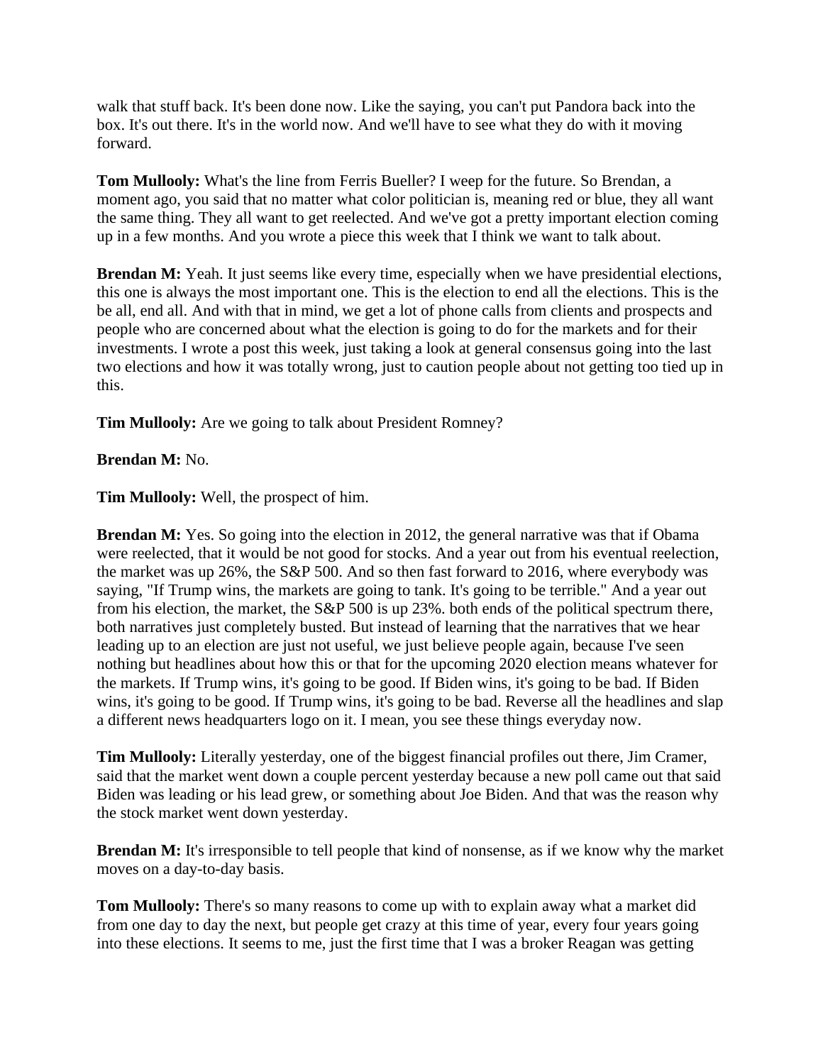walk that stuff back. It's been done now. Like the saying, you can't put Pandora back into the box. It's out there. It's in the world now. And we'll have to see what they do with it moving forward.

**Tom Mullooly:** What's the line from Ferris Bueller? I weep for the future. So Brendan, a moment ago, you said that no matter what color politician is, meaning red or blue, they all want the same thing. They all want to get reelected. And we've got a pretty important election coming up in a few months. And you wrote a piece this week that I think we want to talk about.

**Brendan M:** Yeah. It just seems like every time, especially when we have presidential elections, this one is always the most important one. This is the election to end all the elections. This is the be all, end all. And with that in mind, we get a lot of phone calls from clients and prospects and people who are concerned about what the election is going to do for the markets and for their investments. I wrote a post this week, just taking a look at general consensus going into the last two elections and how it was totally wrong, just to caution people about not getting too tied up in this.

**Tim Mullooly:** Are we going to talk about President Romney?

**Brendan M:** No.

**Tim Mullooly:** Well, the prospect of him.

**Brendan M:** Yes. So going into the election in 2012, the general narrative was that if Obama were reelected, that it would be not good for stocks. And a year out from his eventual reelection, the market was up 26%, the S&P 500. And so then fast forward to 2016, where everybody was saying, "If Trump wins, the markets are going to tank. It's going to be terrible." And a year out from his election, the market, the S&P 500 is up 23%. both ends of the political spectrum there, both narratives just completely busted. But instead of learning that the narratives that we hear leading up to an election are just not useful, we just believe people again, because I've seen nothing but headlines about how this or that for the upcoming 2020 election means whatever for the markets. If Trump wins, it's going to be good. If Biden wins, it's going to be bad. If Biden wins, it's going to be good. If Trump wins, it's going to be bad. Reverse all the headlines and slap a different news headquarters logo on it. I mean, you see these things everyday now.

**Tim Mullooly:** Literally yesterday, one of the biggest financial profiles out there, Jim Cramer, said that the market went down a couple percent yesterday because a new poll came out that said Biden was leading or his lead grew, or something about Joe Biden. And that was the reason why the stock market went down yesterday.

**Brendan M:** It's irresponsible to tell people that kind of nonsense, as if we know why the market moves on a day-to-day basis.

**Tom Mullooly:** There's so many reasons to come up with to explain away what a market did from one day to day the next, but people get crazy at this time of year, every four years going into these elections. It seems to me, just the first time that I was a broker Reagan was getting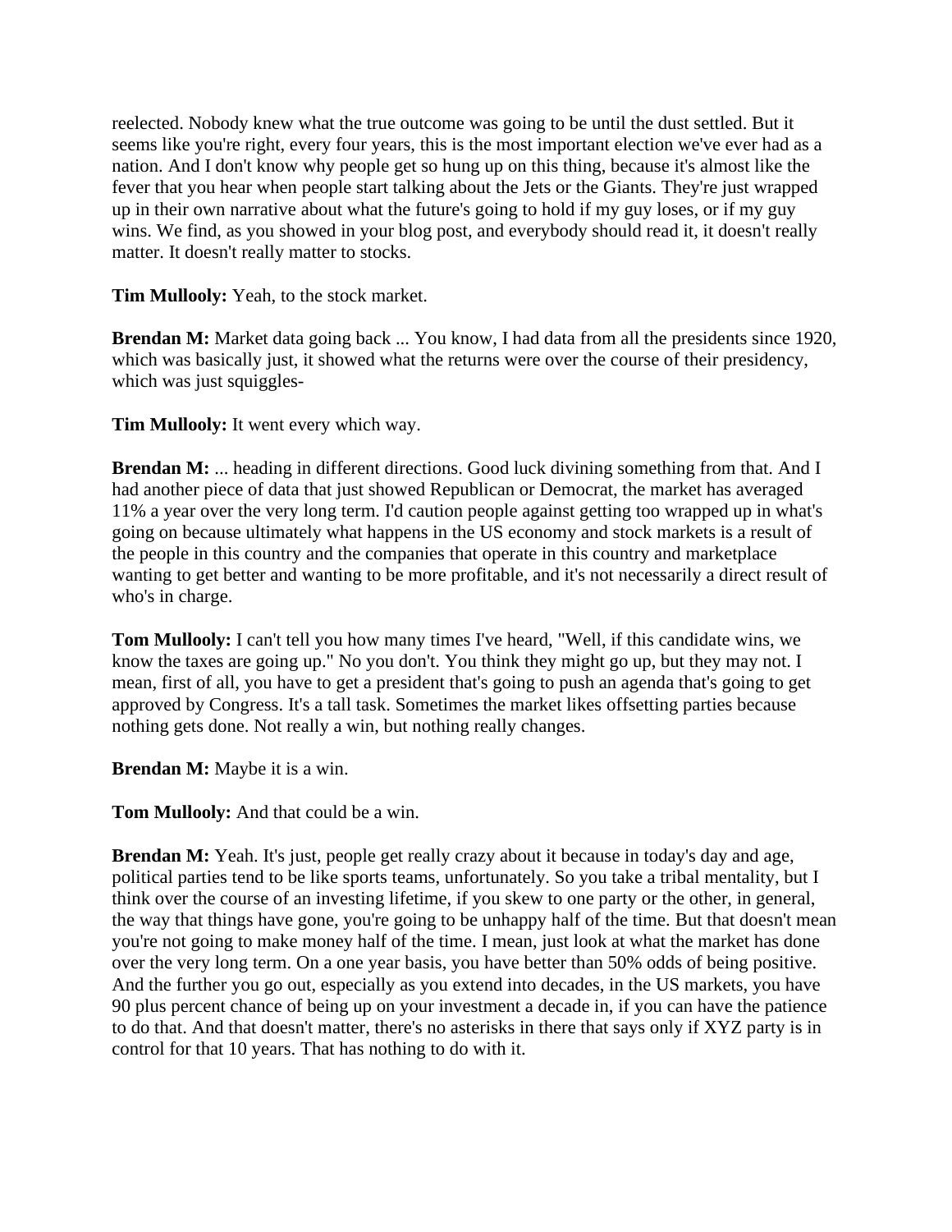reelected. Nobody knew what the true outcome was going to be until the dust settled. But it seems like you're right, every four years, this is the most important election we've ever had as a nation. And I don't know why people get so hung up on this thing, because it's almost like the fever that you hear when people start talking about the Jets or the Giants. They're just wrapped up in their own narrative about what the future's going to hold if my guy loses, or if my guy wins. We find, as you showed in your blog post, and everybody should read it, it doesn't really matter. It doesn't really matter to stocks.

**Tim Mullooly:** Yeah, to the stock market.

**Brendan M:** Market data going back ... You know, I had data from all the presidents since 1920, which was basically just, it showed what the returns were over the course of their presidency, which was just squiggles-

**Tim Mullooly:** It went every which way.

**Brendan M:** ... heading in different directions. Good luck divining something from that. And I had another piece of data that just showed Republican or Democrat, the market has averaged 11% a year over the very long term. I'd caution people against getting too wrapped up in what's going on because ultimately what happens in the US economy and stock markets is a result of the people in this country and the companies that operate in this country and marketplace wanting to get better and wanting to be more profitable, and it's not necessarily a direct result of who's in charge.

**Tom Mullooly:** I can't tell you how many times I've heard, "Well, if this candidate wins, we know the taxes are going up." No you don't. You think they might go up, but they may not. I mean, first of all, you have to get a president that's going to push an agenda that's going to get approved by Congress. It's a tall task. Sometimes the market likes offsetting parties because nothing gets done. Not really a win, but nothing really changes.

**Brendan M:** Maybe it is a win.

**Tom Mullooly:** And that could be a win.

**Brendan M:** Yeah. It's just, people get really crazy about it because in today's day and age, political parties tend to be like sports teams, unfortunately. So you take a tribal mentality, but I think over the course of an investing lifetime, if you skew to one party or the other, in general, the way that things have gone, you're going to be unhappy half of the time. But that doesn't mean you're not going to make money half of the time. I mean, just look at what the market has done over the very long term. On a one year basis, you have better than 50% odds of being positive. And the further you go out, especially as you extend into decades, in the US markets, you have 90 plus percent chance of being up on your investment a decade in, if you can have the patience to do that. And that doesn't matter, there's no asterisks in there that says only if XYZ party is in control for that 10 years. That has nothing to do with it.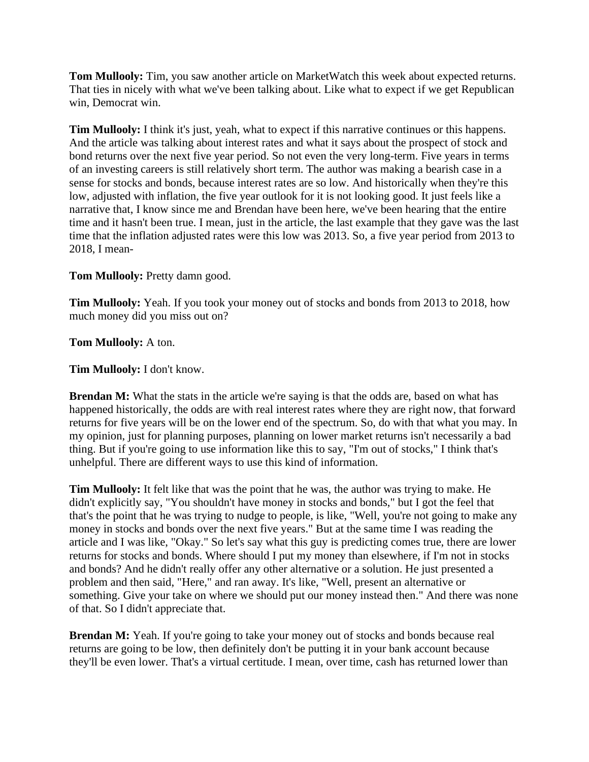**Tom Mullooly:** Tim, you saw another article on MarketWatch this week about expected returns. That ties in nicely with what we've been talking about. Like what to expect if we get Republican win, Democrat win.

**Tim Mullooly:** I think it's just, yeah, what to expect if this narrative continues or this happens. And the article was talking about interest rates and what it says about the prospect of stock and bond returns over the next five year period. So not even the very long-term. Five years in terms of an investing careers is still relatively short term. The author was making a bearish case in a sense for stocks and bonds, because interest rates are so low. And historically when they're this low, adjusted with inflation, the five year outlook for it is not looking good. It just feels like a narrative that, I know since me and Brendan have been here, we've been hearing that the entire time and it hasn't been true. I mean, just in the article, the last example that they gave was the last time that the inflation adjusted rates were this low was 2013. So, a five year period from 2013 to 2018, I mean-

**Tom Mullooly:** Pretty damn good.

**Tim Mullooly:** Yeah. If you took your money out of stocks and bonds from 2013 to 2018, how much money did you miss out on?

**Tom Mullooly:** A ton.

**Tim Mullooly:** I don't know.

**Brendan M:** What the stats in the article we're saying is that the odds are, based on what has happened historically, the odds are with real interest rates where they are right now, that forward returns for five years will be on the lower end of the spectrum. So, do with that what you may. In my opinion, just for planning purposes, planning on lower market returns isn't necessarily a bad thing. But if you're going to use information like this to say, "I'm out of stocks," I think that's unhelpful. There are different ways to use this kind of information.

**Tim Mullooly:** It felt like that was the point that he was, the author was trying to make. He didn't explicitly say, "You shouldn't have money in stocks and bonds," but I got the feel that that's the point that he was trying to nudge to people, is like, "Well, you're not going to make any money in stocks and bonds over the next five years." But at the same time I was reading the article and I was like, "Okay." So let's say what this guy is predicting comes true, there are lower returns for stocks and bonds. Where should I put my money than elsewhere, if I'm not in stocks and bonds? And he didn't really offer any other alternative or a solution. He just presented a problem and then said, "Here," and ran away. It's like, "Well, present an alternative or something. Give your take on where we should put our money instead then." And there was none of that. So I didn't appreciate that.

**Brendan M:** Yeah. If you're going to take your money out of stocks and bonds because real returns are going to be low, then definitely don't be putting it in your bank account because they'll be even lower. That's a virtual certitude. I mean, over time, cash has returned lower than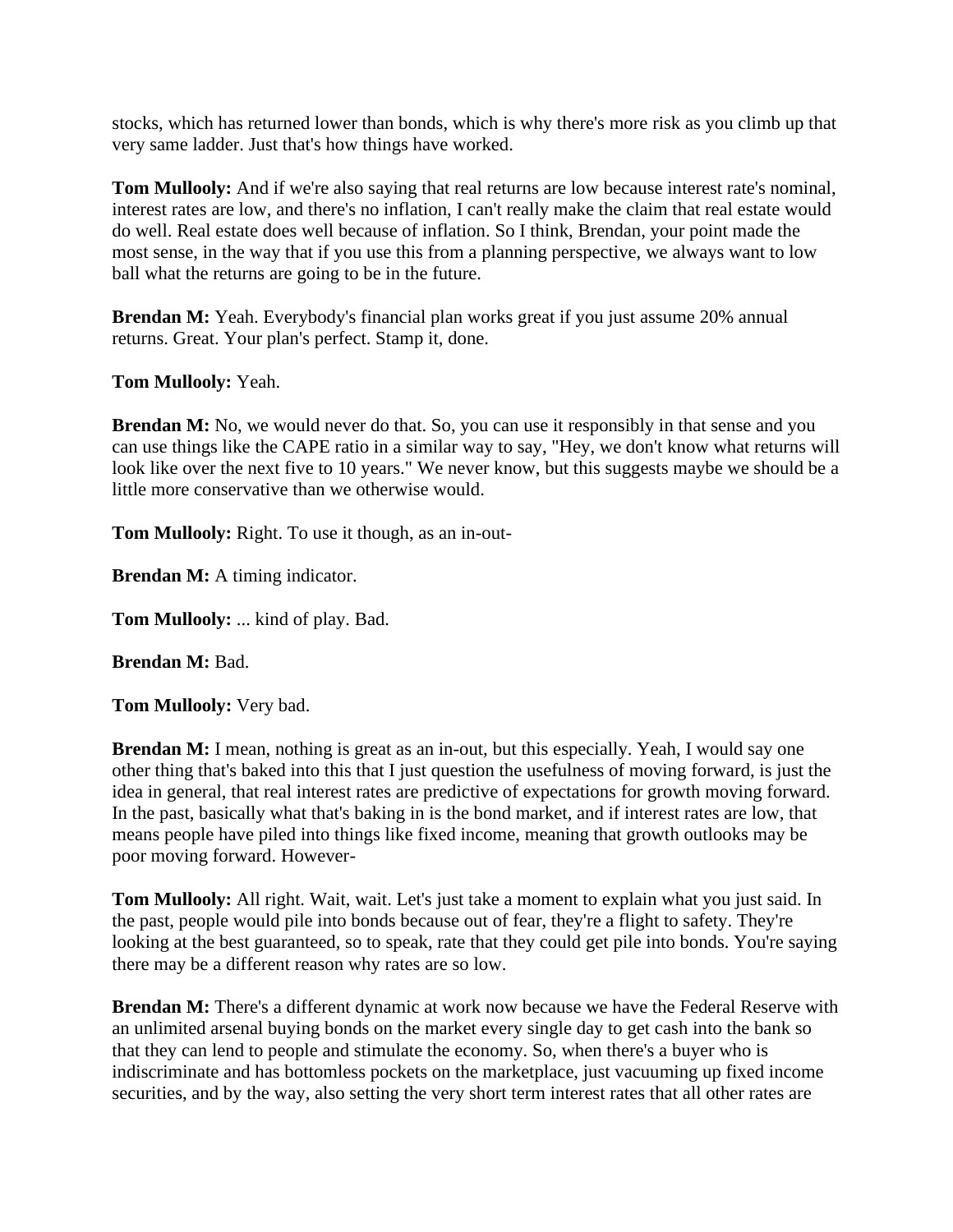stocks, which has returned lower than bonds, which is why there's more risk as you climb up that very same ladder. Just that's how things have worked.

**Tom Mullooly:** And if we're also saying that real returns are low because interest rate's nominal, interest rates are low, and there's no inflation, I can't really make the claim that real estate would do well. Real estate does well because of inflation. So I think, Brendan, your point made the most sense, in the way that if you use this from a planning perspective, we always want to low ball what the returns are going to be in the future.

**Brendan M:** Yeah. Everybody's financial plan works great if you just assume 20% annual returns. Great. Your plan's perfect. Stamp it, done.

**Tom Mullooly:** Yeah.

**Brendan M:** No, we would never do that. So, you can use it responsibly in that sense and you can use things like the CAPE ratio in a similar way to say, "Hey, we don't know what returns will look like over the next five to 10 years." We never know, but this suggests maybe we should be a little more conservative than we otherwise would.

**Tom Mullooly:** Right. To use it though, as an in-out-

**Brendan M:** A timing indicator.

**Tom Mullooly:** ... kind of play. Bad.

**Brendan M:** Bad.

**Tom Mullooly:** Very bad.

**Brendan M:** I mean, nothing is great as an in-out, but this especially. Yeah, I would say one other thing that's baked into this that I just question the usefulness of moving forward, is just the idea in general, that real interest rates are predictive of expectations for growth moving forward. In the past, basically what that's baking in is the bond market, and if interest rates are low, that means people have piled into things like fixed income, meaning that growth outlooks may be poor moving forward. However-

**Tom Mullooly:** All right. Wait, wait. Let's just take a moment to explain what you just said. In the past, people would pile into bonds because out of fear, they're a flight to safety. They're looking at the best guaranteed, so to speak, rate that they could get pile into bonds. You're saying there may be a different reason why rates are so low.

**Brendan M:** There's a different dynamic at work now because we have the Federal Reserve with an unlimited arsenal buying bonds on the market every single day to get cash into the bank so that they can lend to people and stimulate the economy. So, when there's a buyer who is indiscriminate and has bottomless pockets on the marketplace, just vacuuming up fixed income securities, and by the way, also setting the very short term interest rates that all other rates are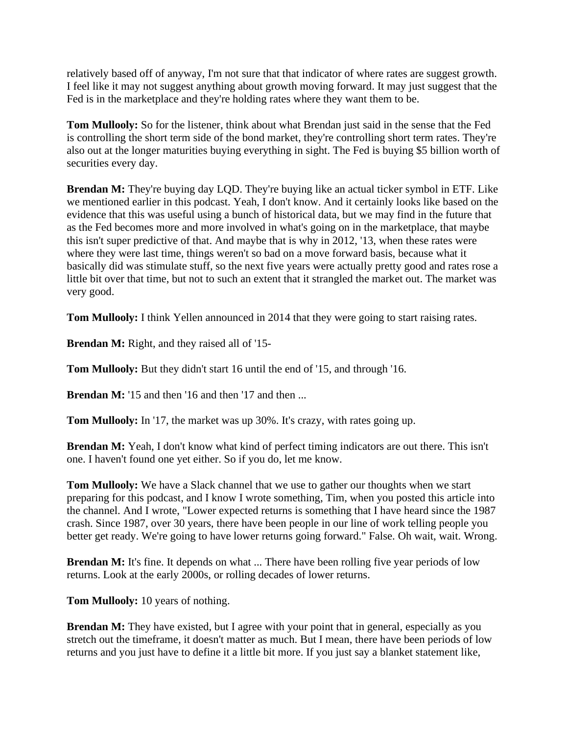relatively based off of anyway, I'm not sure that that indicator of where rates are suggest growth. I feel like it may not suggest anything about growth moving forward. It may just suggest that the Fed is in the marketplace and they're holding rates where they want them to be.

**Tom Mullooly:** So for the listener, think about what Brendan just said in the sense that the Fed is controlling the short term side of the bond market, they're controlling short term rates. They're also out at the longer maturities buying everything in sight. The Fed is buying $5 billion worth of securities every day.

**Brendan M:** They're buying day LQD. They're buying like an actual ticker symbol in ETF. Like we mentioned earlier in this podcast. Yeah, I don't know. And it certainly looks like based on the evidence that this was useful using a bunch of historical data, but we may find in the future that as the Fed becomes more and more involved in what's going on in the marketplace, that maybe this isn't super predictive of that. And maybe that is why in 2012, '13, when these rates were where they were last time, things weren't so bad on a move forward basis, because what it basically did was stimulate stuff, so the next five years were actually pretty good and rates rose a little bit over that time, but not to such an extent that it strangled the market out. The market was very good.

**Tom Mullooly:** I think Yellen announced in 2014 that they were going to start raising rates.

**Brendan M:** Right, and they raised all of '15-

**Tom Mullooly:** But they didn't start 16 until the end of '15, and through '16.

**Brendan M:** '15 and then '16 and then '17 and then ...

**Tom Mullooly:** In '17, the market was up 30%. It's crazy, with rates going up.

**Brendan M:** Yeah, I don't know what kind of perfect timing indicators are out there. This isn't one. I haven't found one yet either. So if you do, let me know.

**Tom Mullooly:** We have a Slack channel that we use to gather our thoughts when we start preparing for this podcast, and I know I wrote something, Tim, when you posted this article into the channel. And I wrote, "Lower expected returns is something that I have heard since the 1987 crash. Since 1987, over 30 years, there have been people in our line of work telling people you better get ready. We're going to have lower returns going forward." False. Oh wait, wait. Wrong.

**Brendan M:** It's fine. It depends on what ... There have been rolling five year periods of low returns. Look at the early 2000s, or rolling decades of lower returns.

**Tom Mullooly:** 10 years of nothing.

**Brendan M:** They have existed, but I agree with your point that in general, especially as you stretch out the timeframe, it doesn't matter as much. But I mean, there have been periods of low returns and you just have to define it a little bit more. If you just say a blanket statement like,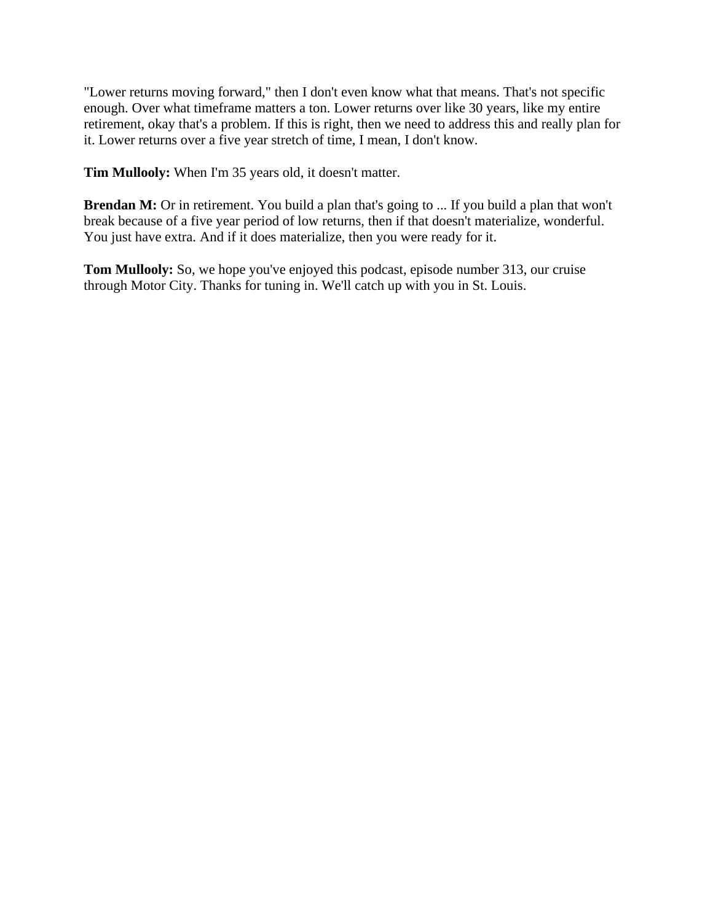"Lower returns moving forward," then I don't even know what that means. That's not specific enough. Over what timeframe matters a ton. Lower returns over like 30 years, like my entire retirement, okay that's a problem. If this is right, then we need to address this and really plan for it. Lower returns over a five year stretch of time, I mean, I don't know.

**Tim Mullooly:** When I'm 35 years old, it doesn't matter.

**Brendan M:** Or in retirement. You build a plan that's going to ... If you build a plan that won't break because of a five year period of low returns, then if that doesn't materialize, wonderful. You just have extra. And if it does materialize, then you were ready for it.

**Tom Mullooly:** So, we hope you've enjoyed this podcast, episode number 313, our cruise through Motor City. Thanks for tuning in. We'll catch up with you in St. Louis.